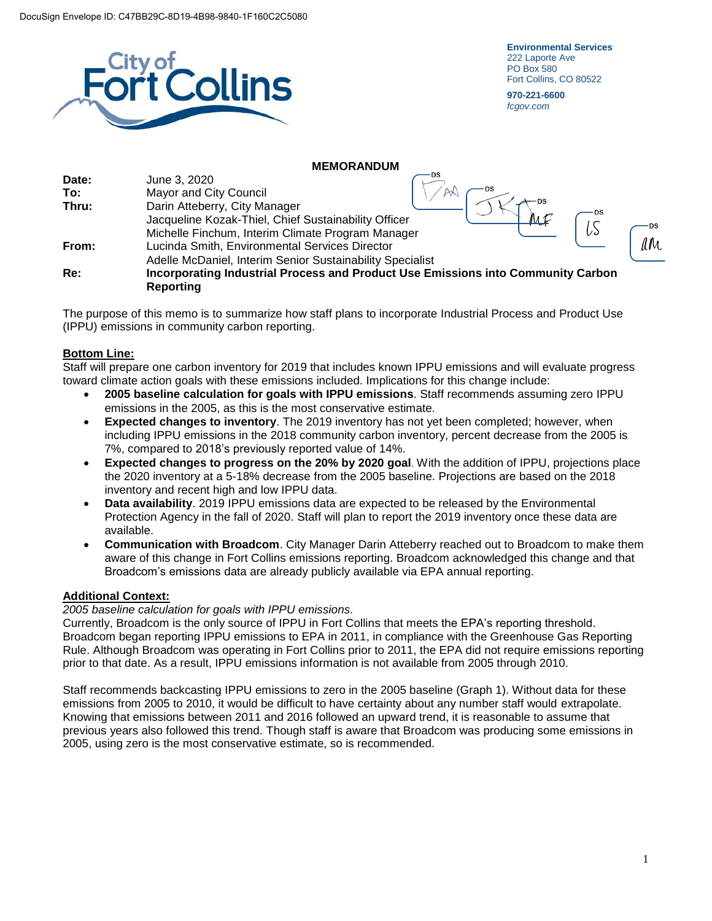DocuSign Envelope ID: C47BB29C-8D19-4B98-9840-1F160C2C5080

**Environmental Services**
222 Laporte Ave
PO Box 580
Fort Collins, CO 80522

**970-221-6600**
*fcgov.com*

## MEMORANDUM

**Date:** June 3, 2020
**To:** Mayor and City Council
**Thru:** Darin Atteberry, City Manager
Jacqueline Kozak-Thiel, Chief Sustainability Officer
Michelle Finchum, Interim Climate Program Manager
**From:** Lucinda Smith, Environmental Services Director
Adelle McDaniel, Interim Senior Sustainability Specialist
**Re:** **Incorporating Industrial Process and Product Use Emissions into Community Carbon Reporting**

The purpose of this memo is to summarize how staff plans to incorporate Industrial Process and Product Use (IPPU) emissions in community carbon reporting.

**Bottom Line:**

Staff will prepare one carbon inventory for 2019 that includes known IPPU emissions and will evaluate progress toward climate action goals with these emissions included. Implications for this change include:

- **2005 baseline calculation for goals with IPPU emissions**. Staff recommends assuming zero IPPU emissions in the 2005, as this is the most conservative estimate.
- **Expected changes to inventory**. The 2019 inventory has not yet been completed; however, when including IPPU emissions in the 2018 community carbon inventory, percent decrease from the 2005 is 7%, compared to 2018's previously reported value of 14%.
- **Expected changes to progress on the 20% by 2020 goal**. With the addition of IPPU, projections place the 2020 inventory at a 5-18% decrease from the 2005 baseline. Projections are based on the 2018 inventory and recent high and low IPPU data.
- **Data availability**. 2019 IPPU emissions data are expected to be released by the Environmental Protection Agency in the fall of 2020. Staff will plan to report the 2019 inventory once these data are available.
- **Communication with Broadcom**. City Manager Darin Atteberry reached out to Broadcom to make them aware of this change in Fort Collins emissions reporting. Broadcom acknowledged this change and that Broadcom's emissions data are already publicly available via EPA annual reporting.

**Additional Context:**

*2005 baseline calculation for goals with IPPU emissions.*

Currently, Broadcom is the only source of IPPU in Fort Collins that meets the EPA's reporting threshold. Broadcom began reporting IPPU emissions to EPA in 2011, in compliance with the Greenhouse Gas Reporting Rule. Although Broadcom was operating in Fort Collins prior to 2011, the EPA did not require emissions reporting prior to that date. As a result, IPPU emissions information is not available from 2005 through 2010.

Staff recommends backcasting IPPU emissions to zero in the 2005 baseline (Graph 1). Without data for these emissions from 2005 to 2010, it would be difficult to have certainty about any number staff would extrapolate. Knowing that emissions between 2011 and 2016 followed an upward trend, it is reasonable to assume that previous years also followed this trend. Though staff is aware that Broadcom was producing some emissions in 2005, using zero is the most conservative estimate, so is recommended.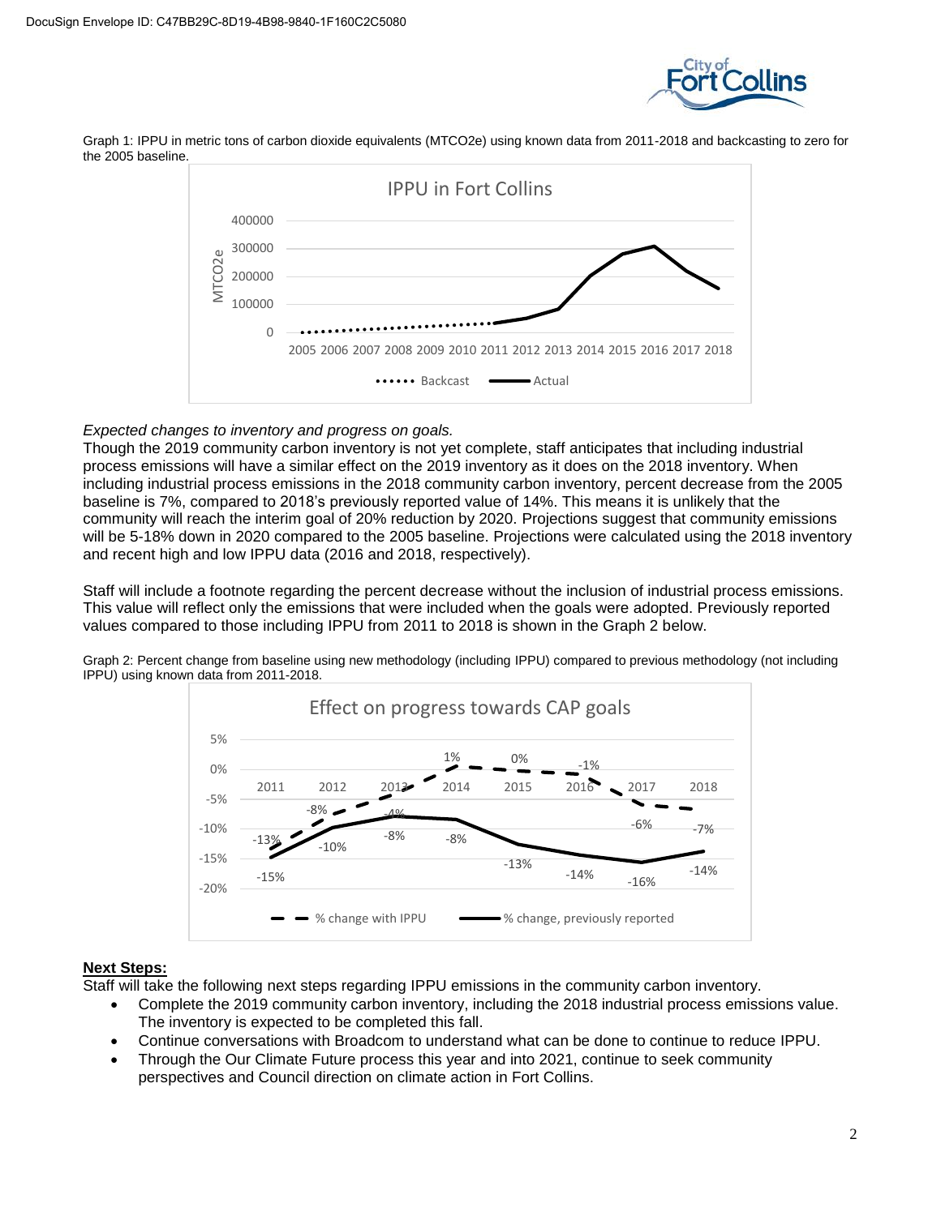Graph 1: IPPU in metric tons of carbon dioxide equivalents (MTCO2e) using known data from 2011-2018 and backcasting to zero for the 2005 baseline.

IPPU in Fort Collins

MTCO2e

400000
300000
200000
100000
0

2005 2006 2007 2008 2009 2010 2011 2012 2013 2014 2015 2016 2017 2018

Backcast Actual

*Expected changes to inventory and progress on goals.*

Though the 2019 community carbon inventory is not yet complete, staff anticipates that including industrial process emissions will have a similar effect on the 2019 inventory as it does on the 2018 inventory. When including industrial process emissions in the 2018 community carbon inventory, percent decrease from the 2005 baseline is 7%, compared to 2018's previously reported value of 14%. This means it is unlikely that the community will reach the interim goal of 20% reduction by 2020. Projections suggest that community emissions will be 5-18% down in 2020 compared to the 2005 baseline. Projections were calculated using the 2018 inventory and recent high and low IPPU data (2016 and 2018, respectively).

Staff will include a footnote regarding the percent decrease without the inclusion of industrial process emissions. This value will reflect only the emissions that were included when the goals were adopted. Previously reported values compared to those including IPPU from 2011 to 2018 is shown in the Graph 2 below.

Graph 2: Percent change from baseline using new methodology (including IPPU) compared to previous methodology (not including IPPU) using known data from 2011-2018.

Effect on progress towards CAP goals

5%
0%
-5%
-10%
-15%
-20%

2011 2012 2013 2014 2015 2016 2017 2018

-13% -8% -4% 1% 0% -1% -6% -7%

-15% -10% -8% -8% -13% -14% -16% -14%

% change with IPPU % change, previously reported

**Next Steps:**

Staff will take the following next steps regarding IPPU emissions in the community carbon inventory.

- Complete the 2019 community carbon inventory, including the 2018 industrial process emissions value. The inventory is expected to be completed this fall.
- Continue conversations with Broadcom to understand what can be done to continue to reduce IPPU.
- Through the Our Climate Future process this year and into 2021, continue to seek community perspectives and Council direction on climate action in Fort Collins.